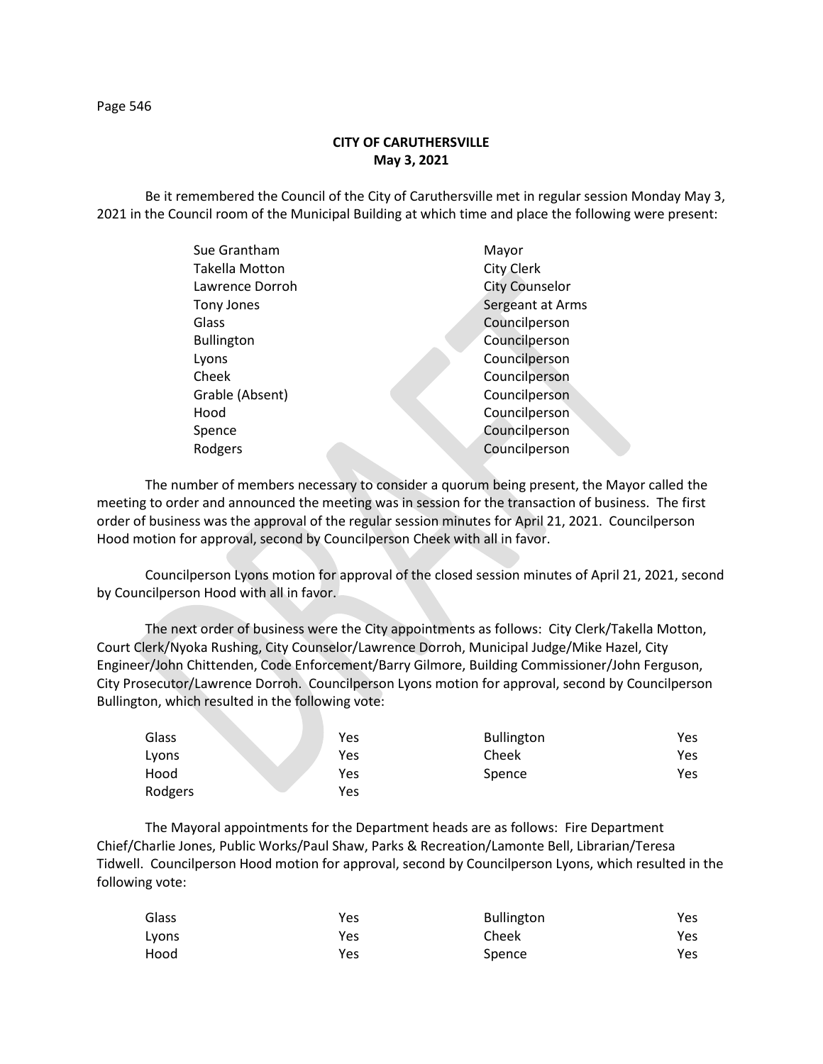**CITY OF CARUTHERSVILLE**
**May 3, 2021**

Be it remembered the Council of the City of Caruthersville met in regular session Monday May 3, 2021 in the Council room of the Municipal Building at which time and place the following were present:

| | |
|---|---|
| Sue Grantham | Mayor |
| Takella Motton | City Clerk |
| Lawrence Dorroh | City Counselor |
| Tony Jones | Sergeant at Arms |
| Glass | Councilperson |
| Bullington | Councilperson |
| Lyons | Councilperson |
| Cheek | Councilperson |
| Grable (Absent) | Councilperson |
| Hood | Councilperson |
| Spence | Councilperson |
| Rodgers | Councilperson |

The number of members necessary to consider a quorum being present, the Mayor called the meeting to order and announced the meeting was in session for the transaction of business. The first order of business was the approval of the regular session minutes for April 21, 2021. Councilperson Hood motion for approval, second by Councilperson Cheek with all in favor.

Councilperson Lyons motion for approval of the closed session minutes of April 21, 2021, second by Councilperson Hood with all in favor.

The next order of business were the City appointments as follows: City Clerk/Takella Motton, Court Clerk/Nyoka Rushing, City Counselor/Lawrence Dorroh, Municipal Judge/Mike Hazel, City Engineer/John Chittenden, Code Enforcement/Barry Gilmore, Building Commissioner/John Ferguson, City Prosecutor/Lawrence Dorroh. Councilperson Lyons motion for approval, second by Councilperson Bullington, which resulted in the following vote:

| | | | |
|---|---|---|---|
| Glass | Yes | Bullington | Yes |
| Lyons | Yes | Cheek | Yes |
| Hood | Yes | Spence | Yes |
| Rodgers | Yes | | |

The Mayoral appointments for the Department heads are as follows: Fire Department Chief/Charlie Jones, Public Works/Paul Shaw, Parks & Recreation/Lamonte Bell, Librarian/Teresa Tidwell. Councilperson Hood motion for approval, second by Councilperson Lyons, which resulted in the following vote:

| | | | |
|---|---|---|---|
| Glass | Yes | Bullington | Yes |
| Lyons | Yes | Cheek | Yes |
| Hood | Yes | Spence | Yes |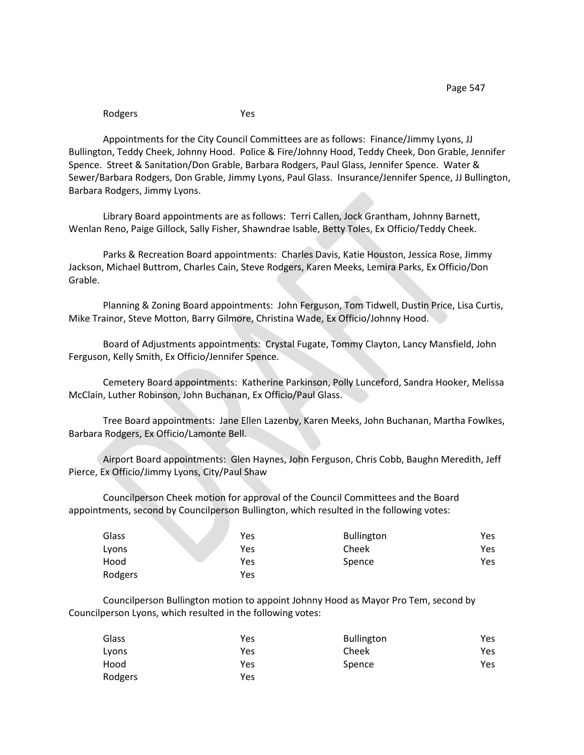| | |
|---|---|
| Rodgers | Yes |

Appointments for the City Council Committees are as follows: Finance/Jimmy Lyons, JJ Bullington, Teddy Cheek, Johnny Hood. Police & Fire/Johnny Hood, Teddy Cheek, Don Grable, Jennifer Spence. Street & Sanitation/Don Grable, Barbara Rodgers, Paul Glass, Jennifer Spence. Water & Sewer/Barbara Rodgers, Don Grable, Jimmy Lyons, Paul Glass. Insurance/Jennifer Spence, JJ Bullington, Barbara Rodgers, Jimmy Lyons.

Library Board appointments are as follows: Terri Callen, Jock Grantham, Johnny Barnett, Wenlan Reno, Paige Gillock, Sally Fisher, Shawndrae Isable, Betty Toles, Ex Officio/Teddy Cheek.

Parks & Recreation Board appointments: Charles Davis, Katie Houston, Jessica Rose, Jimmy Jackson, Michael Buttrom, Charles Cain, Steve Rodgers, Karen Meeks, Lemira Parks, Ex Officio/Don Grable.

Planning & Zoning Board appointments: John Ferguson, Tom Tidwell, Dustin Price, Lisa Curtis, Mike Trainor, Steve Motton, Barry Gilmore, Christina Wade, Ex Officio/Johnny Hood.

Board of Adjustments appointments: Crystal Fugate, Tommy Clayton, Lancy Mansfield, John Ferguson, Kelly Smith, Ex Officio/Jennifer Spence.

Cemetery Board appointments: Katherine Parkinson, Polly Lunceford, Sandra Hooker, Melissa McClain, Luther Robinson, John Buchanan, Ex Officio/Paul Glass.

Tree Board appointments: Jane Ellen Lazenby, Karen Meeks, John Buchanan, Martha Fowlkes, Barbara Rodgers, Ex Officio/Lamonte Bell.

Airport Board appointments: Glen Haynes, John Ferguson, Chris Cobb, Baughn Meredith, Jeff Pierce, Ex Officio/Jimmy Lyons, City/Paul Shaw

Councilperson Cheek motion for approval of the Council Committees and the Board appointments, second by Councilperson Bullington, which resulted in the following votes:

| | | | |
|---|---|---|---|
| Glass | Yes | Bullington | Yes |
| Lyons | Yes | Cheek | Yes |
| Hood | Yes | Spence | Yes |
| Rodgers | Yes | | |

Councilperson Bullington motion to appoint Johnny Hood as Mayor Pro Tem, second by Councilperson Lyons, which resulted in the following votes:

| | | | |
|---|---|---|---|
| Glass | Yes | Bullington | Yes |
| Lyons | Yes | Cheek | Yes |
| Hood | Yes | Spence | Yes |
| Rodgers | Yes | | |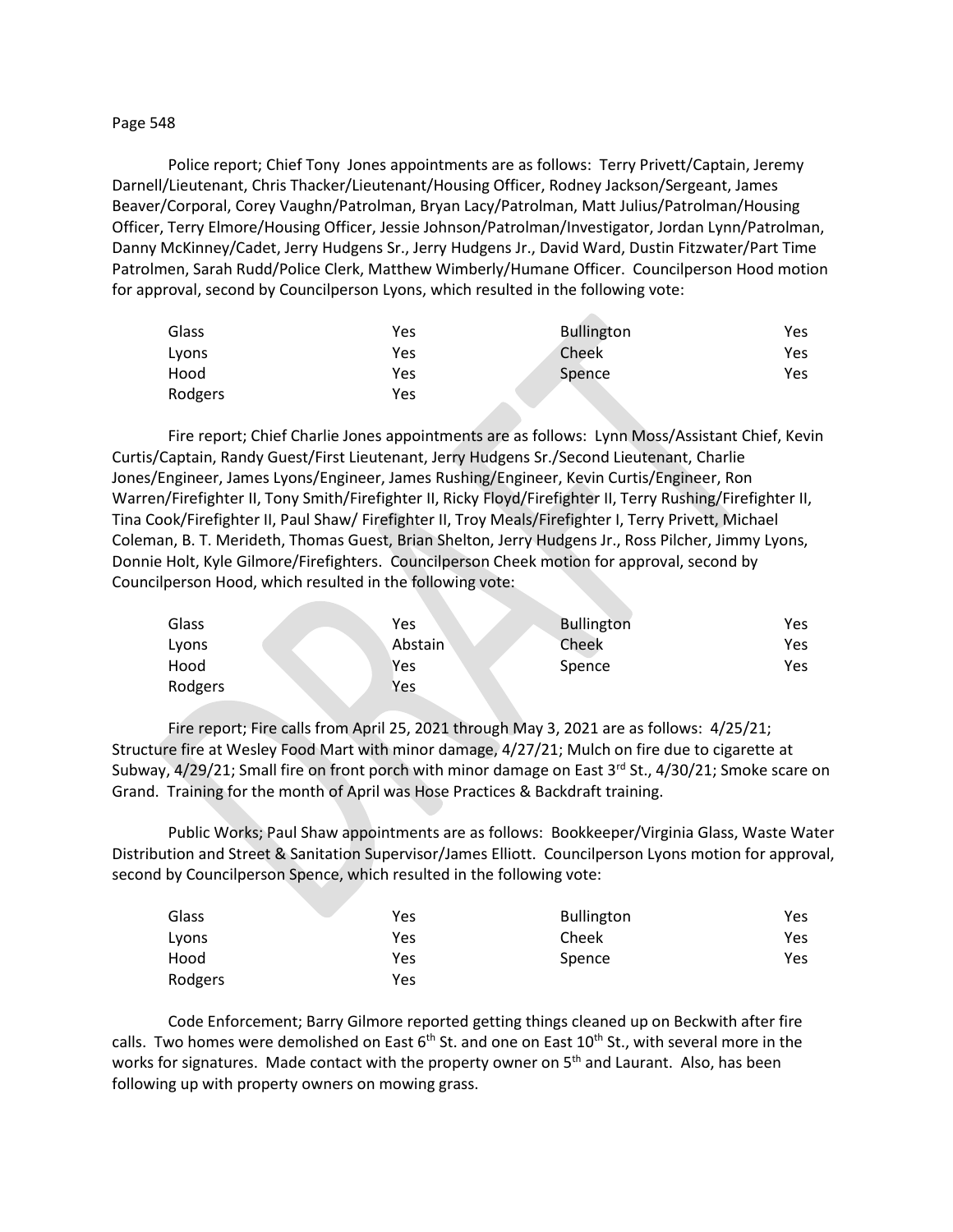Police report; Chief Tony Jones appointments are as follows: Terry Privett/Captain, Jeremy Darnell/Lieutenant, Chris Thacker/Lieutenant/Housing Officer, Rodney Jackson/Sergeant, James Beaver/Corporal, Corey Vaughn/Patrolman, Bryan Lacy/Patrolman, Matt Julius/Patrolman/Housing Officer, Terry Elmore/Housing Officer, Jessie Johnson/Patrolman/Investigator, Jordan Lynn/Patrolman, Danny McKinney/Cadet, Jerry Hudgens Sr., Jerry Hudgens Jr., David Ward, Dustin Fitzwater/Part Time Patrolmen, Sarah Rudd/Police Clerk, Matthew Wimberly/Humane Officer. Councilperson Hood motion for approval, second by Councilperson Lyons, which resulted in the following vote:

| | | | |
|---|---|---|---|
| Glass | Yes | Bullington | Yes |
| Lyons | Yes | Cheek | Yes |
| Hood | Yes | Spence | Yes |
| Rodgers | Yes | | |

Fire report; Chief Charlie Jones appointments are as follows: Lynn Moss/Assistant Chief, Kevin Curtis/Captain, Randy Guest/First Lieutenant, Jerry Hudgens Sr./Second Lieutenant, Charlie Jones/Engineer, James Lyons/Engineer, James Rushing/Engineer, Kevin Curtis/Engineer, Ron Warren/Firefighter II, Tony Smith/Firefighter II, Ricky Floyd/Firefighter II, Terry Rushing/Firefighter II, Tina Cook/Firefighter II, Paul Shaw/ Firefighter II, Troy Meals/Firefighter I, Terry Privett, Michael Coleman, B. T. Merideth, Thomas Guest, Brian Shelton, Jerry Hudgens Jr., Ross Pilcher, Jimmy Lyons, Donnie Holt, Kyle Gilmore/Firefighters. Councilperson Cheek motion for approval, second by Councilperson Hood, which resulted in the following vote:

| | | | |
|---|---|---|---|
| Glass | Yes | Bullington | Yes |
| Lyons | Abstain | Cheek | Yes |
| Hood | Yes | Spence | Yes |
| Rodgers | Yes | | |

Fire report; Fire calls from April 25, 2021 through May 3, 2021 are as follows: 4/25/21; Structure fire at Wesley Food Mart with minor damage, 4/27/21; Mulch on fire due to cigarette at Subway, 4/29/21; Small fire on front porch with minor damage on East 3rd St., 4/30/21; Smoke scare on Grand. Training for the month of April was Hose Practices & Backdraft training.

Public Works; Paul Shaw appointments are as follows: Bookkeeper/Virginia Glass, Waste Water Distribution and Street & Sanitation Supervisor/James Elliott. Councilperson Lyons motion for approval, second by Councilperson Spence, which resulted in the following vote:

| | | | |
|---|---|---|---|
| Glass | Yes | Bullington | Yes |
| Lyons | Yes | Cheek | Yes |
| Hood | Yes | Spence | Yes |
| Rodgers | Yes | | |

Code Enforcement; Barry Gilmore reported getting things cleaned up on Beckwith after fire calls. Two homes were demolished on East 6th St. and one on East 10th St., with several more in the works for signatures. Made contact with the property owner on 5th and Laurant. Also, has been following up with property owners on mowing grass.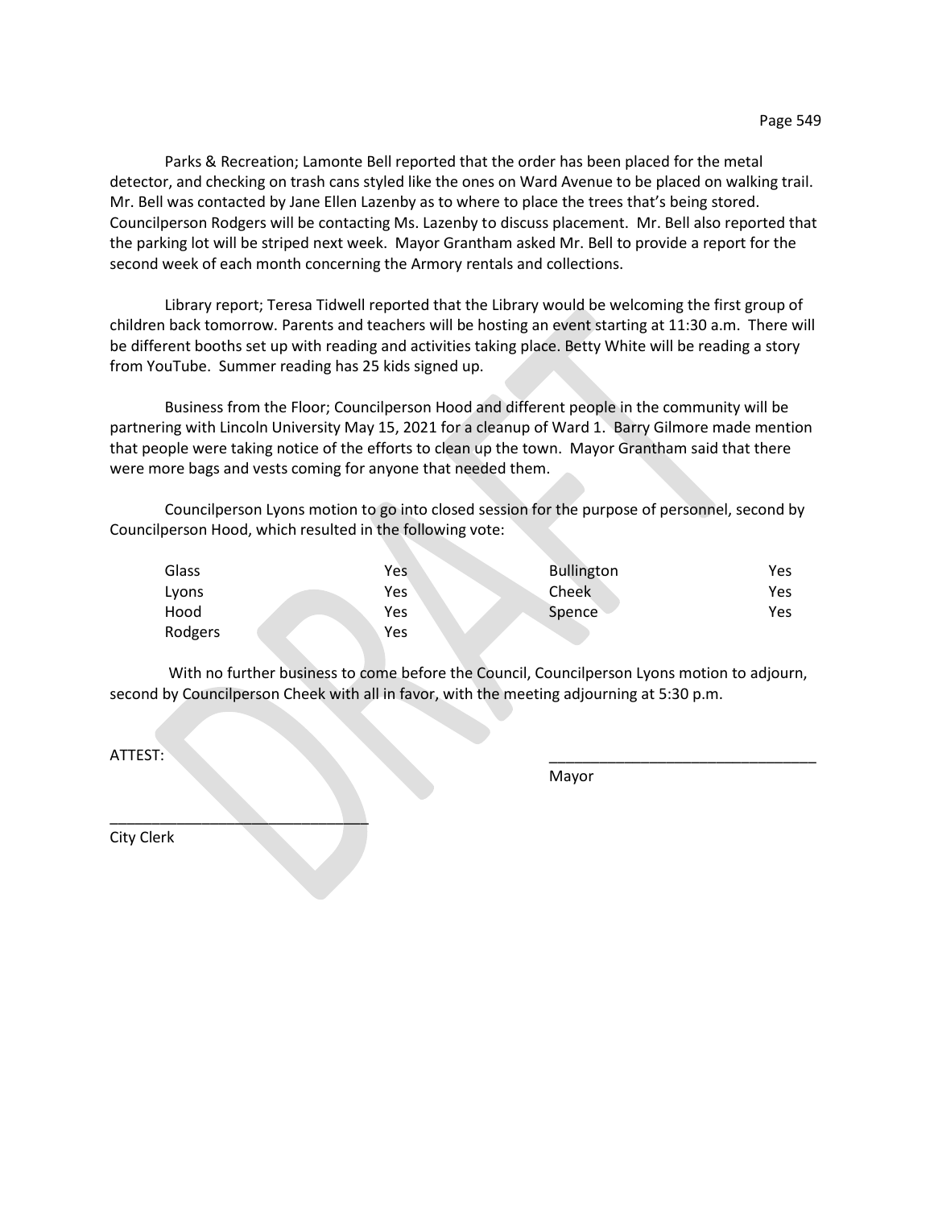Parks & Recreation; Lamonte Bell reported that the order has been placed for the metal detector, and checking on trash cans styled like the ones on Ward Avenue to be placed on walking trail. Mr. Bell was contacted by Jane Ellen Lazenby as to where to place the trees that's being stored. Councilperson Rodgers will be contacting Ms. Lazenby to discuss placement. Mr. Bell also reported that the parking lot will be striped next week. Mayor Grantham asked Mr. Bell to provide a report for the second week of each month concerning the Armory rentals and collections.

Library report; Teresa Tidwell reported that the Library would be welcoming the first group of children back tomorrow. Parents and teachers will be hosting an event starting at 11:30 a.m. There will be different booths set up with reading and activities taking place. Betty White will be reading a story from YouTube. Summer reading has 25 kids signed up.

Business from the Floor; Councilperson Hood and different people in the community will be partnering with Lincoln University May 15, 2021 for a cleanup of Ward 1. Barry Gilmore made mention that people were taking notice of the efforts to clean up the town. Mayor Grantham said that there were more bags and vests coming for anyone that needed them.

Councilperson Lyons motion to go into closed session for the purpose of personnel, second by Councilperson Hood, which resulted in the following vote:

| | | | |
|---|---|---|---|
| Glass | Yes | Bullington | Yes |
| Lyons | Yes | Cheek | Yes |
| Hood | Yes | Spence | Yes |
| Rodgers | Yes | | |

With no further business to come before the Council, Councilperson Lyons motion to adjourn, second by Councilperson Cheek with all in favor, with the meeting adjourning at 5:30 p.m.

ATTEST: \_\_\_\_\_\_\_\_\_\_\_\_\_\_\_\_\_\_\_\_\_\_\_\_\_\_\_\_\_\_\_\_

Mayor

\_\_\_\_\_\_\_\_\_\_\_\_\_\_\_\_\_\_\_\_\_\_\_\_\_\_\_\_\_\_\_\_

City Clerk